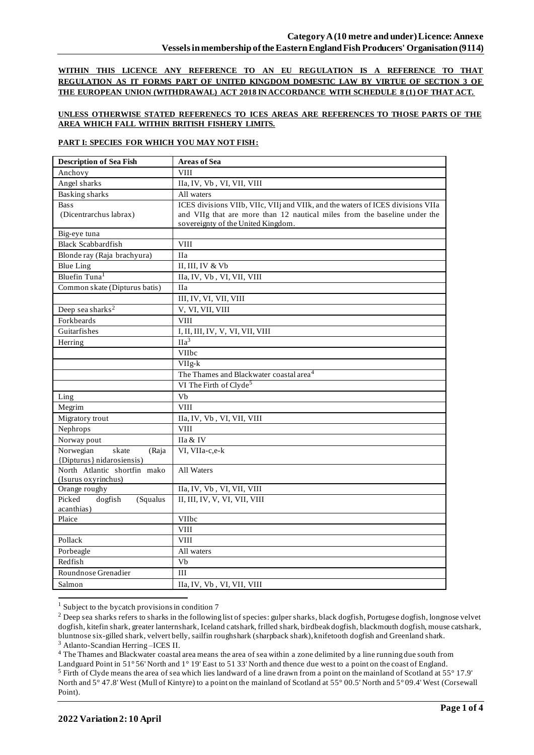## Category A (10 metre and under) Licence: Annexe
## Vessels in membership of the Eastern England Fish Producers' Organisation (9114)

**WITHIN THIS LICENCE ANY REFERENCE TO AN EU REGULATION IS A REFERENCE TO THAT REGULATION AS IT FORMS PART OF UNITED KINGDOM DOMESTIC LAW BY VIRTUE OF SECTION 3 OF THE EUROPEAN UNION (WITHDRAWAL) ACT 2018 IN ACCORDANCE WITH SCHEDULE 8 (1) OF THAT ACT.**

**UNLESS OTHERWISE STATED REFERENECS TO ICES AREAS ARE REFERENCES TO THOSE PARTS OF THE AREA WHICH FALL WITHIN BRITISH FISHERY LIMITS.**

**PART I: SPECIES FOR WHICH YOU MAY NOT FISH:**

| Description of Sea Fish | Areas of Sea |
|---|---|
| Anchovy | VIII |
| Angel sharks | IIa, IV, Vb , VI, VII, VIII |
| Basking sharks | All waters |
| Bass (Dicentrarchus labrax) | ICES divisions VIIb, VIIc, VIIj and VIIk, and the waters of ICES divisions VIIa and VIIg that are more than 12 nautical miles from the baseline under the sovereignty of the United Kingdom. |
| Big-eye tuna | |
| Black Scabbardfish | VIII |
| Blonde ray (Raja brachyura) | IIa |
| Blue Ling | II, III, IV & Vb |
| Bluefin Tuna[1] | IIa, IV, Vb , VI, VII, VIII |
| Common skate (Dipturus batis) | IIa |
| | III, IV, VI, VII, VIII |
| Deep sea sharks[2] | V, VI, VII, VIII |
| Forkbeards | VIII |
| Guitarfishes | I, II, III, IV, V, VI, VII, VIII |
| Herring | IIa[3] |
| | VIIbc |
| | VIIg-k |
| | The Thames and Blackwater coastal area[4] |
| | VI The Firth of Clyde[5] |
| Ling | Vb |
| Megrim | VIII |
| Migratory trout | IIa, IV, Vb , VI, VII, VIII |
| Nephrops | VIII |
| Norway pout | IIa & IV |
| Norwegian skate (Raja {Dipturus} nidarosiensis) | VI, VIIa-c,e-k |
| North Atlantic shortfin mako (Isurus oxyrinchus) | All Waters |
| Orange roughy | IIa, IV, Vb , VI, VII, VIII |
| Picked dogfish (Squalus acanthias) | II, III, IV, V, VI, VII, VIII |
| Plaice | VIIbc |
| | VIII |
| Pollack | VIII |
| Porbeagle | All waters |
| Redfish | Vb |
| Roundnose Grenadier | III |
| Salmon | IIa, IV, Vb , VI, VII, VIII |

[1] Subject to the bycatch provisions in condition 7

[2] Deep sea sharks refers to sharks in the following list of species: gulper sharks, black dogfish, Portugese dogfish, longnose velvet dogfish, kitefin shark, greater lanternshark, Iceland catshark, frilled shark, birdbeak dogfish, blackmouth dogfish, mouse catshark, bluntnose six-gilled shark, velvert belly, sailfin roughshark (sharpback shark), knifetooth dogfish and Greenland shark.

[3] Atlanto-Scandian Herring –ICES II.

[4] The Thames and Blackwater coastal area means the area of sea within a zone delimited by a line running due south from Landguard Point in 51° 56' North and 1° 19' East to 51 33' North and thence due west to a point on the coast of England.

[5] Firth of Clyde means the area of sea which lies landward of a line drawn from a point on the mainland of Scotland at 55° 17.9' North and 5° 47.8' West (Mull of Kintyre) to a point on the mainland of Scotland at 55° 00.5' North and 5° 09.4' West (Corsewall Point).

2022 Variation 2: 10 April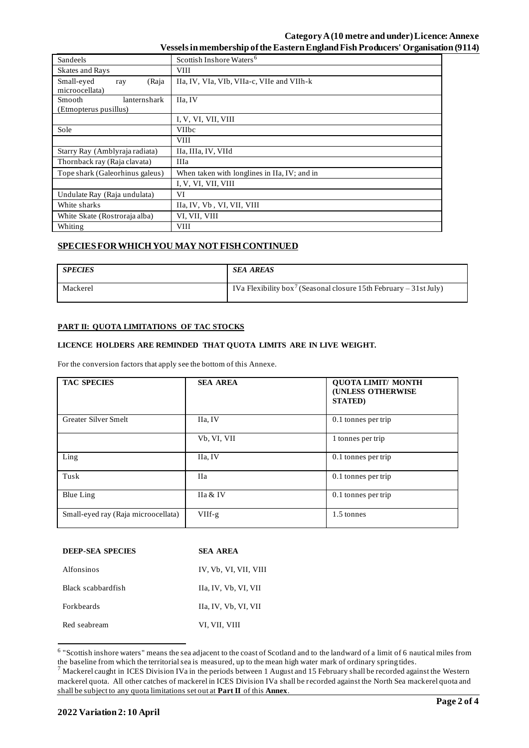| | |
|---|---|
| Sandeels | Scottish Inshore Waters[6] |
| Skates and Rays | VIII |
| Small-eyed ray (Raja microocellata) | IIa, IV, VIa, VIb, VIIa-c, VIIe and VIIh-k |
| Smooth lanternshark (Etmopterus pusillus) | IIa, IV |
| | I, V, VI, VII, VIII |
| Sole | VIIbc |
| | VIII |
| Starry Ray (Amblyraja radiata) | IIa, IIIa, IV, VIId |
| Thornback ray (Raja clavata) | IIIa |
| Tope shark (Galeorhinus galeus) | When taken with longlines in IIa, IV; and in |
| | I, V, VI, VII, VIII |
| Undulate Ray (Raja undulata) | VI |
| White sharks | IIa, IV, Vb , VI, VII, VIII |
| White Skate (Rostroraja alba) | VI, VII, VIII |
| Whiting | VIII |

## SPECIES FOR WHICH YOU MAY NOT FISH CONTINUED

| *SPECIES* | *SEA AREAS* |
|---|---|
| Mackerel | IVa Flexibility box[7] (Seasonal closure 15th February – 31st July) |

### PART II: QUOTA LIMITATIONS OF TAC STOCKS

**LICENCE HOLDERS ARE REMINDED THAT QUOTA LIMITS ARE IN LIVE WEIGHT.**

For the conversion factors that apply see the bottom of this Annexe.

| TAC SPECIES | SEA AREA | QUOTA LIMIT/ MONTH (UNLESS OTHERWISE STATED) |
|---|---|---|
| Greater Silver Smelt | IIa, IV | 0.1 tonnes per trip |
| | Vb, VI, VII | 1 tonnes per trip |
| Ling | IIa, IV | 0.1 tonnes per trip |
| Tusk | IIa | 0.1 tonnes per trip |
| Blue Ling | IIa & IV | 0.1 tonnes per trip |
| Small-eyed ray (Raja microocellata) | VIIf-g | 1.5 tonnes |

| DEEP-SEA SPECIES | SEA AREA |
|---|---|
| Alfonsinos | IV, Vb, VI, VII, VIII |
| Black scabbardfish | IIa, IV, Vb, VI, VII |
| Forkbeards | IIa, IV, Vb, VI, VII |
| Red seabream | VI, VII, VIII |

[6] "Scottish inshore waters" means the sea adjacent to the coast of Scotland and to the landward of a limit of 6 nautical miles from the baseline from which the territorial sea is measured, up to the mean high water mark of ordinary spring tides.

[7] Mackerel caught in ICES Division IVa in the periods between 1 August and 15 February shall be recorded against the Western mackerel quota. All other catches of mackerel in ICES Division IVa shall be recorded against the North Sea mackerel quota and shall be subject to any quota limitations set out at **Part II** of this **Annex**.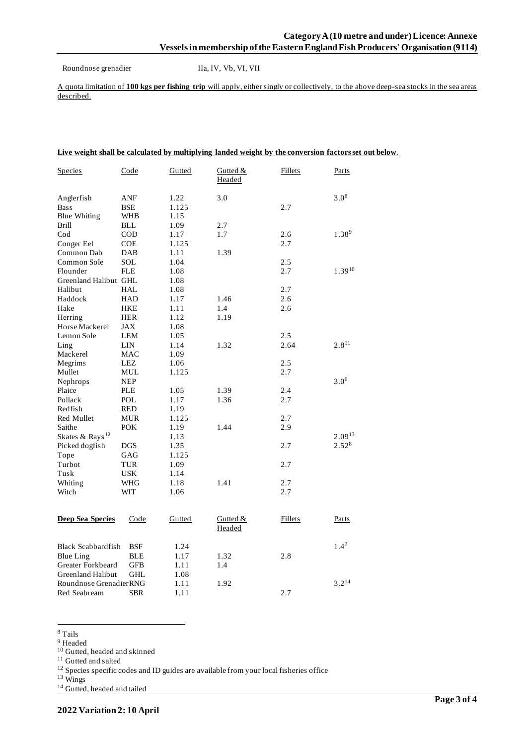| | |
|---|---|
| Roundnose grenadier | IIa, IV, Vb, VI, VII |

A quota limitation of **100 kgs per fishing trip** will apply, either singly or collectively, to the above deep-sea stocks in the sea areas described.

**Live weight shall be calculated by multiplying landed weight by the conversion factors set out below.**

| Species | Code | Gutted | Gutted & Headed | Fillets | Parts |
|---|---|---|---|---|---|
| Anglerfish | ANF | 1.22 | 3.0 | | 3.0[8] |
| Bass | BSE | 1.125 | | 2.7 | |
| Blue Whiting | WHB | 1.15 | | | |
| Brill | BLL | 1.09 | 2.7 | | |
| Cod | COD | 1.17 | 1.7 | 2.6 | 1.38[9] |
| Conger Eel | COE | 1.125 | | 2.7 | |
| Common Dab | DAB | 1.11 | 1.39 | | |
| Common Sole | SOL | 1.04 | | 2.5 | |
| Flounder | FLE | 1.08 | | 2.7 | 1.39[10] |
| Greenland Halibut | GHL | 1.08 | | | |
| Halibut | HAL | 1.08 | | 2.7 | |
| Haddock | HAD | 1.17 | 1.46 | 2.6 | |
| Hake | HKE | 1.11 | 1.4 | 2.6 | |
| Herring | HER | 1.12 | 1.19 | | |
| Horse Mackerel | JAX | 1.08 | | | |
| Lemon Sole | LEM | 1.05 | | 2.5 | |
| Ling | LIN | 1.14 | 1.32 | 2.64 | 2.8[11] |
| Mackerel | MAC | 1.09 | | | |
| Megrims | LEZ | 1.06 | | 2.5 | |
| Mullet | MUL | 1.125 | | 2.7 | |
| Nephrops | NEP | | | | 3.0[6] |
| Plaice | PLE | 1.05 | 1.39 | 2.4 | |
| Pollack | POL | 1.17 | 1.36 | 2.7 | |
| Redfish | RED | 1.19 | | | |
| Red Mullet | MUR | 1.125 | | 2.7 | |
| Saithe | POK | 1.19 | 1.44 | 2.9 | |
| Skates & Rays[12] | | 1.13 | | | 2.09[13] |
| Picked dogfish | DGS | 1.35 | | 2.7 | 2.52[8] |
| Tope | GAG | 1.125 | | | |
| Turbot | TUR | 1.09 | | 2.7 | |
| Tusk | USK | 1.14 | | | |
| Whiting | WHG | 1.18 | 1.41 | 2.7 | |
| Witch | WIT | 1.06 | | 2.7 | |

| **Deep Sea Species** | Code | Gutted | Gutted & Headed | Fillets | Parts |
|---|---|---|---|---|---|
| Black Scabbardfish | BSF | 1.24 | | | 1.4[7] |
| Blue Ling | BLE | 1.17 | 1.32 | 2.8 | |
| Greater Forkbeard | GFB | 1.11 | 1.4 | | |
| Greenland Halibut | GHL | 1.08 | | | |
| Roundnose Grenadier | RNG | 1.11 | 1.92 | | 3.2[14] |
| Red Seabream | SBR | 1.11 | | 2.7 | |

[8] Tails
[9] Headed
[10] Gutted, headed and skinned
[11] Gutted and salted
[12] Species specific codes and ID guides are available from your local fisheries office
[13] Wings
[14] Gutted, headed and tailed